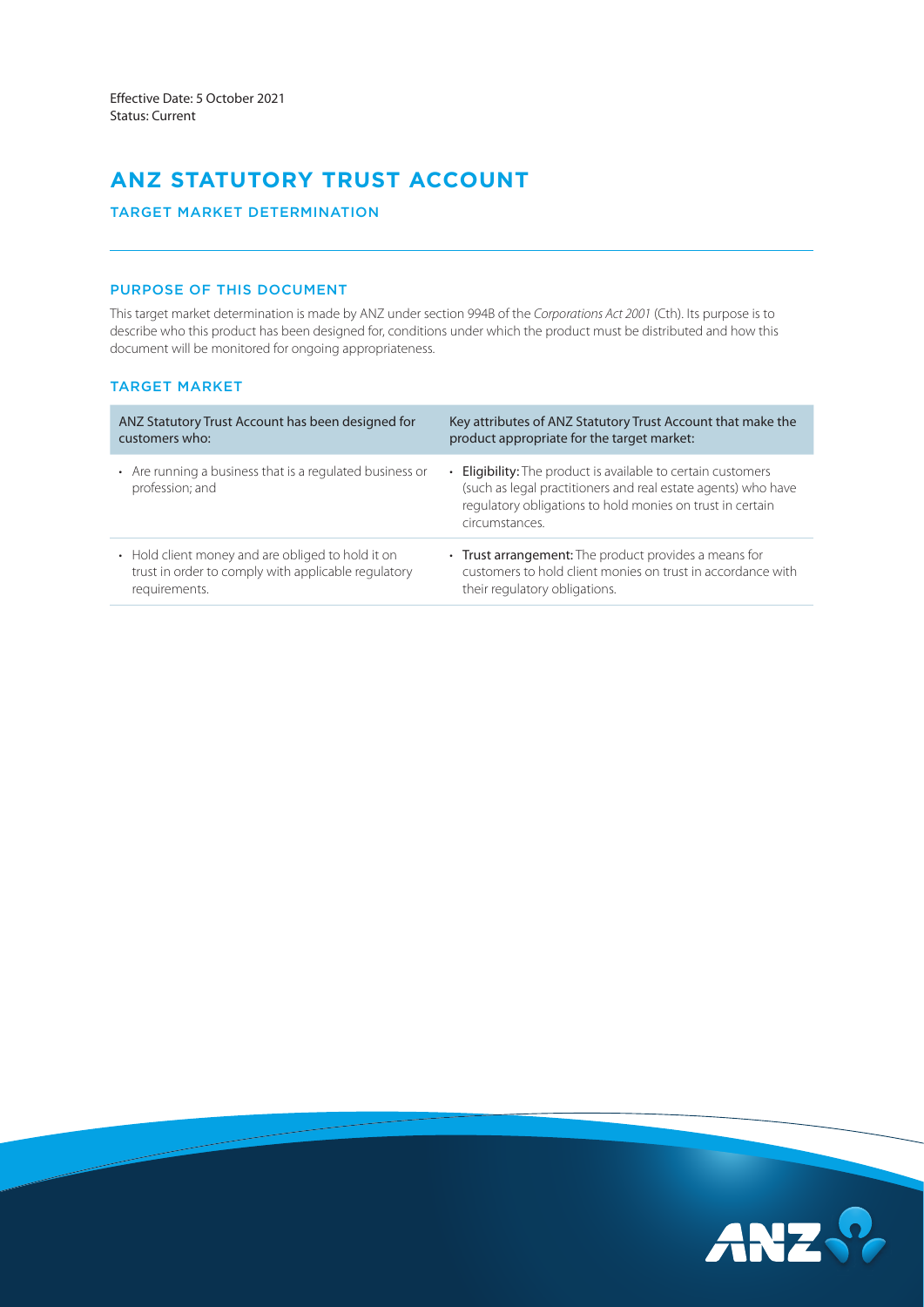Effective Date: 5 October 2021
Status: Current

# ANZ STATUTORY TRUST ACCOUNT

## TARGET MARKET DETERMINATION

### PURPOSE OF THIS DOCUMENT

This target market determination is made by ANZ under section 994B of the *Corporations Act 2001* (Cth). Its purpose is to describe who this product has been designed for, conditions under which the product must be distributed and how this document will be monitored for ongoing appropriateness.

### TARGET MARKET

| ANZ Statutory Trust Account has been designed for customers who: | Key attributes of ANZ Statutory Trust Account that make the product appropriate for the target market: |
|---|---|
| • Are running a business that is a regulated business or profession; and | • **Eligibility:** The product is available to certain customers (such as legal practitioners and real estate agents) who have regulatory obligations to hold monies on trust in certain circumstances. |
| • Hold client money and are obliged to hold it on trust in order to comply with applicable regulatory requirements. | • **Trust arrangement:** The product provides a means for customers to hold client monies on trust in accordance with their regulatory obligations. |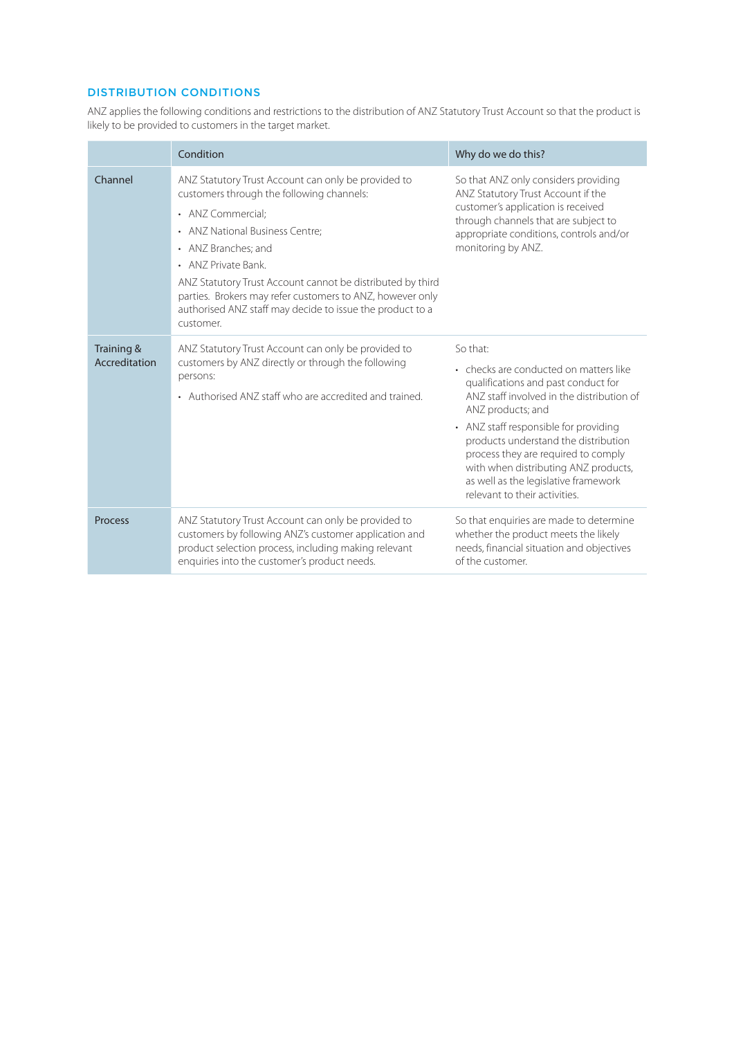## DISTRIBUTION CONDITIONS

ANZ applies the following conditions and restrictions to the distribution of ANZ Statutory Trust Account so that the product is likely to be provided to customers in the target market.

| | Condition | Why do we do this? |
|---|---|---|
| Channel | ANZ Statutory Trust Account can only be provided to customers through the following channels:<br>• ANZ Commercial;<br>• ANZ National Business Centre;<br>• ANZ Branches; and<br>• ANZ Private Bank.<br>ANZ Statutory Trust Account cannot be distributed by third parties. Brokers may refer customers to ANZ, however only authorised ANZ staff may decide to issue the product to a customer. | So that ANZ only considers providing ANZ Statutory Trust Account if the customer's application is received through channels that are subject to appropriate conditions, controls and/or monitoring by ANZ. |
| Training & Accreditation | ANZ Statutory Trust Account can only be provided to customers by ANZ directly or through the following persons:<br>• Authorised ANZ staff who are accredited and trained. | So that:<br>• checks are conducted on matters like qualifications and past conduct for ANZ staff involved in the distribution of ANZ products; and<br>• ANZ staff responsible for providing products understand the distribution process they are required to comply with when distributing ANZ products, as well as the legislative framework relevant to their activities. |
| Process | ANZ Statutory Trust Account can only be provided to customers by following ANZ's customer application and product selection process, including making relevant enquiries into the customer's product needs. | So that enquiries are made to determine whether the product meets the likely needs, financial situation and objectives of the customer. |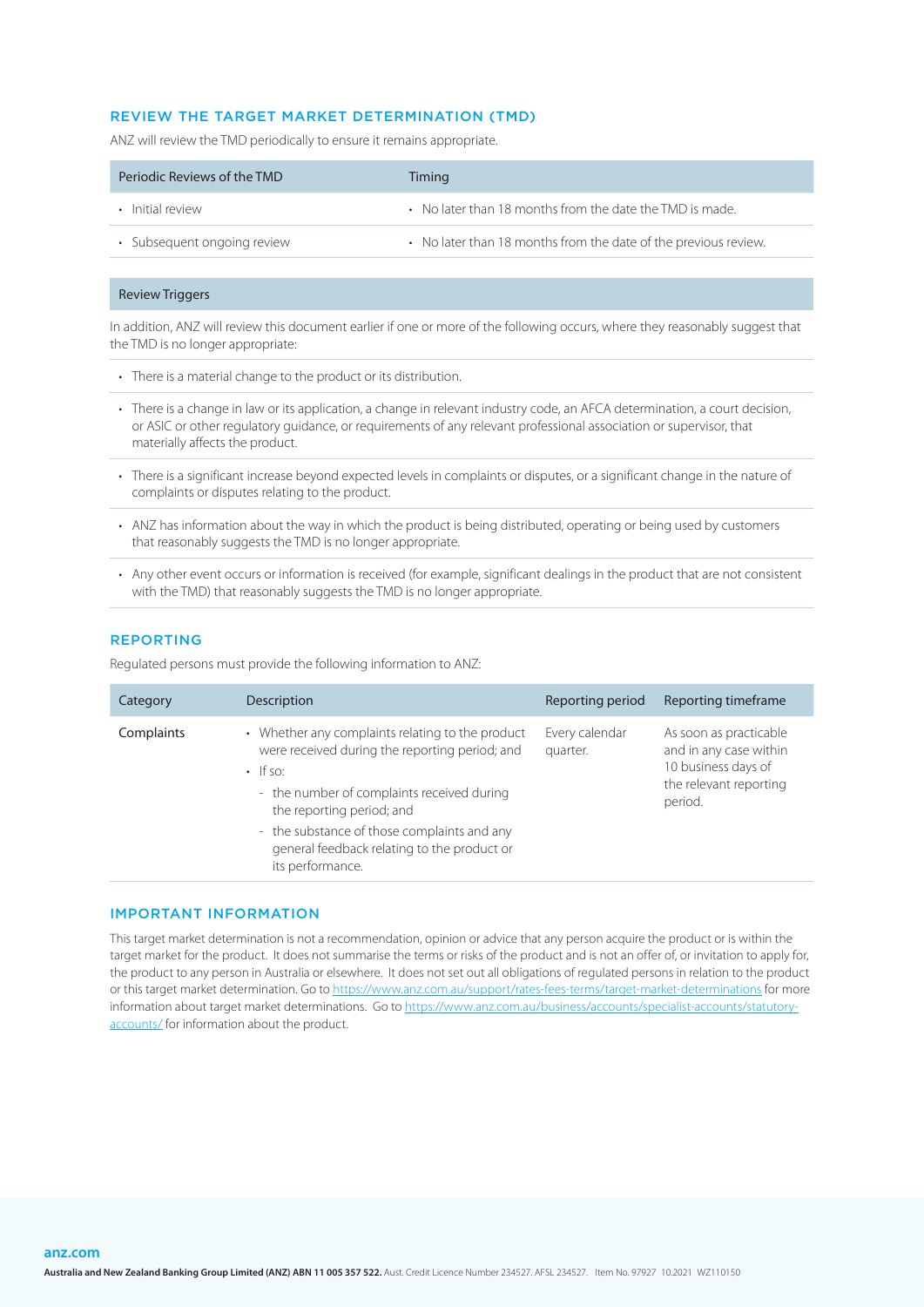## REVIEW THE TARGET MARKET DETERMINATION (TMD)

ANZ will review the TMD periodically to ensure it remains appropriate.

| Periodic Reviews of the TMD | Timing |
| --- | --- |
| • Initial review | • No later than 18 months from the date the TMD is made. |
| • Subsequent ongoing review | • No later than 18 months from the date of the previous review. |

### Review Triggers

In addition, ANZ will review this document earlier if one or more of the following occurs, where they reasonably suggest that the TMD is no longer appropriate:

- There is a material change to the product or its distribution.
- There is a change in law or its application, a change in relevant industry code, an AFCA determination, a court decision, or ASIC or other regulatory guidance, or requirements of any relevant professional association or supervisor, that materially affects the product.
- There is a significant increase beyond expected levels in complaints or disputes, or a significant change in the nature of complaints or disputes relating to the product.
- ANZ has information about the way in which the product is being distributed, operating or being used by customers that reasonably suggests the TMD is no longer appropriate.
- Any other event occurs or information is received (for example, significant dealings in the product that are not consistent with the TMD) that reasonably suggests the TMD is no longer appropriate.

## REPORTING

Regulated persons must provide the following information to ANZ:

| Category | Description | Reporting period | Reporting timeframe |
| --- | --- | --- | --- |
| Complaints | • Whether any complaints relating to the product were received during the reporting period; and<br>• If so:<br>- the number of complaints received during the reporting period; and<br>- the substance of those complaints and any general feedback relating to the product or its performance. | Every calendar quarter. | As soon as practicable and in any case within 10 business days of the relevant reporting period. |

## IMPORTANT INFORMATION

This target market determination is not a recommendation, opinion or advice that any person acquire the product or is within the target market for the product. It does not summarise the terms or risks of the product and is not an offer of, or invitation to apply for, the product to any person in Australia or elsewhere. It does not set out all obligations of regulated persons in relation to the product or this target market determination. Go to https://www.anz.com.au/support/rates-fees-terms/target-market-determinations for more information about target market determinations. Go to https://www.anz.com.au/business/accounts/specialist-accounts/statutory-accounts/ for information about the product.

anz.com

**Australia and New Zealand Banking Group Limited (ANZ) ABN 11 005 357 522.** Aust. Credit Licence Number 234527. AFSL 234527. Item No. 97927 10.2021 WZ110150